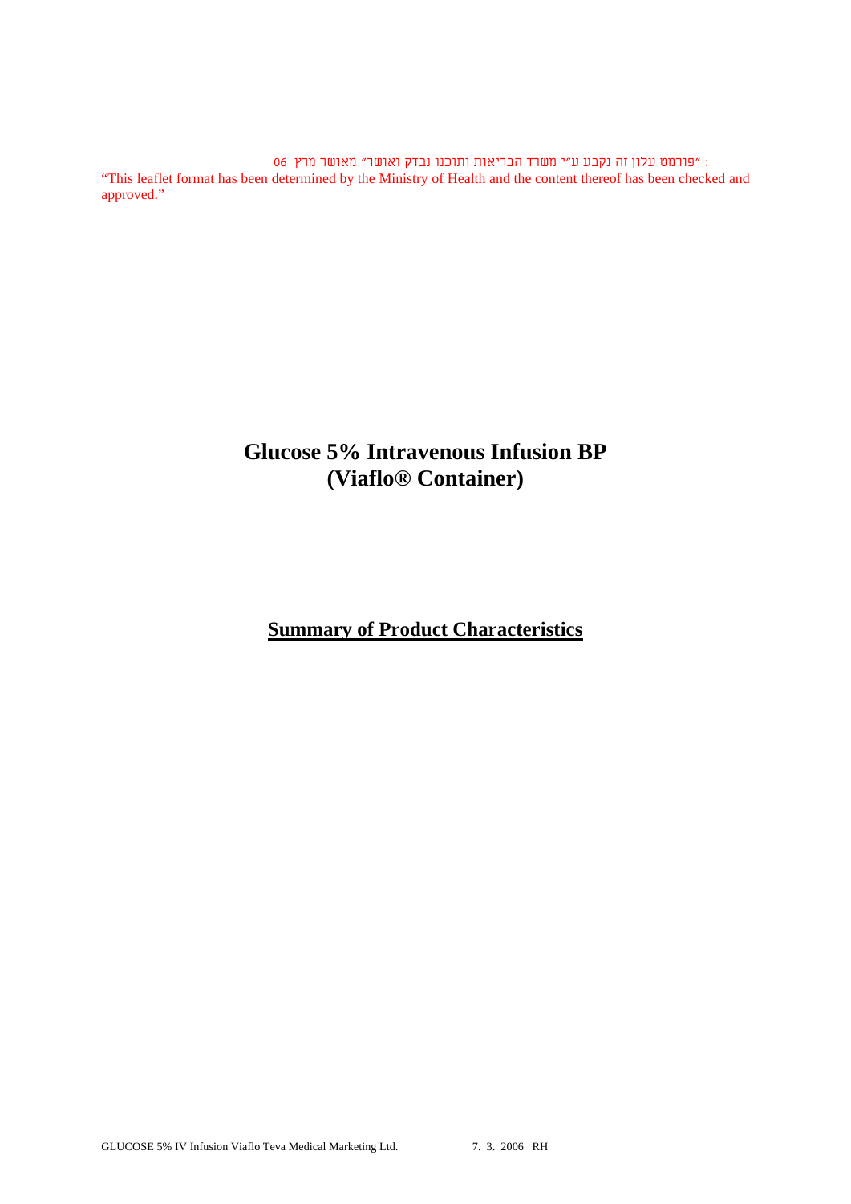"פורמט עלון זה נקבע ע"י משרד הבריאות ותוכנו נבדק ואושר".מאושר מרץ 06 :

"This leaflet format has been determined by the Ministry of Health and the content thereof has been checked and approved."

# Glucose 5% Intravenous Infusion BP (Viaflo® Container)

## Summary of Product Characteristics

GLUCOSE 5% IV Infusion Viaflo Teva Medical Marketing Ltd. 7. 3. 2006 RH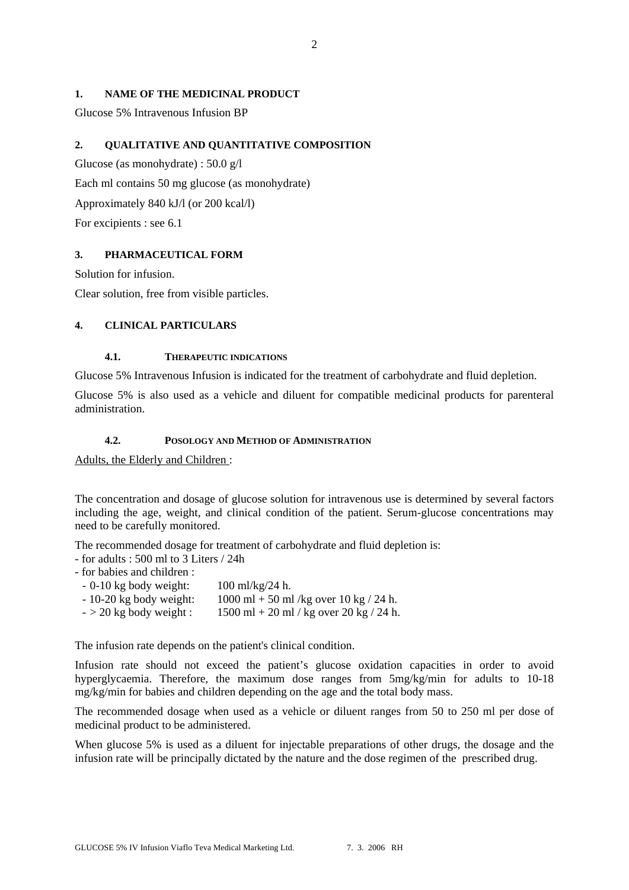## 1. NAME OF THE MEDICINAL PRODUCT

Glucose 5% Intravenous Infusion BP

## 2. QUALITATIVE AND QUANTITATIVE COMPOSITION

Glucose (as monohydrate) : 50.0 g/l

Each ml contains 50 mg glucose (as monohydrate)

Approximately 840 kJ/l (or 200 kcal/l)

For excipients : see 6.1

## 3. PHARMACEUTICAL FORM

Solution for infusion.

Clear solution, free from visible particles.

## 4. CLINICAL PARTICULARS

### 4.1. THERAPEUTIC INDICATIONS

Glucose 5% Intravenous Infusion is indicated for the treatment of carbohydrate and fluid depletion.

Glucose 5% is also used as a vehicle and diluent for compatible medicinal products for parenteral administration.

### 4.2. POSOLOGY AND METHOD OF ADMINISTRATION

Adults, the Elderly and Children :

The concentration and dosage of glucose solution for intravenous use is determined by several factors including the age, weight, and clinical condition of the patient. Serum-glucose concentrations may need to be carefully monitored.

The recommended dosage for treatment of carbohydrate and fluid depletion is:

- for adults : 500 ml to 3 Liters / 24h
- for babies and children :
  - 0-10 kg body weight: 100 ml/kg/24 h.
  - 10-20 kg body weight: 1000 ml + 50 ml /kg over 10 kg / 24 h.
  - > 20 kg body weight : 1500 ml + 20 ml / kg over 20 kg / 24 h.

The infusion rate depends on the patient's clinical condition.

Infusion rate should not exceed the patient's glucose oxidation capacities in order to avoid hyperglycaemia. Therefore, the maximum dose ranges from 5mg/kg/min for adults to 10-18 mg/kg/min for babies and children depending on the age and the total body mass.

The recommended dosage when used as a vehicle or diluent ranges from 50 to 250 ml per dose of medicinal product to be administered.

When glucose 5% is used as a diluent for injectable preparations of other drugs, the dosage and the infusion rate will be principally dictated by the nature and the dose regimen of the prescribed drug.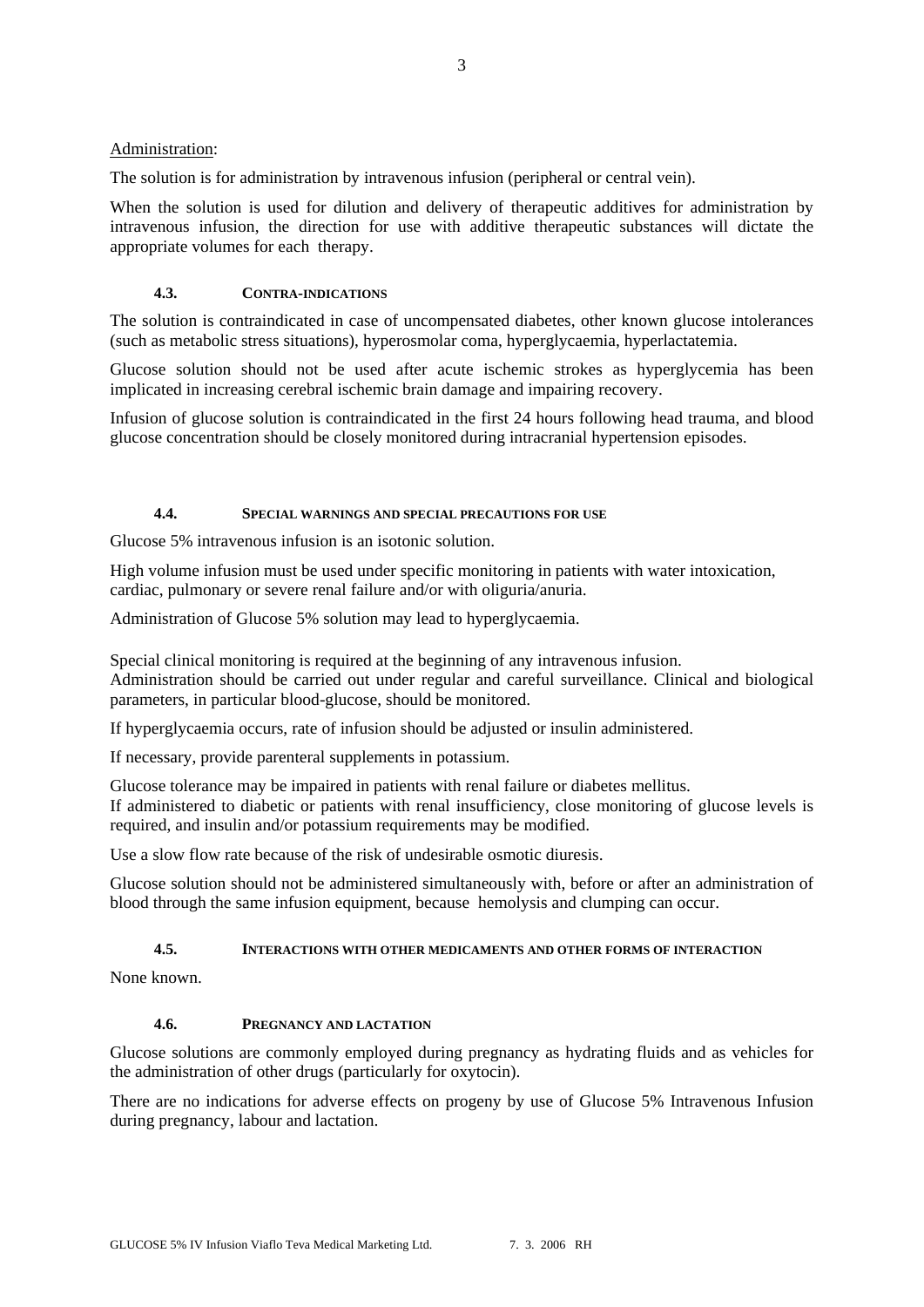Administration:

The solution is for administration by intravenous infusion (peripheral or central vein).

When the solution is used for dilution and delivery of therapeutic additives for administration by intravenous infusion, the direction for use with additive therapeutic substances will dictate the appropriate volumes for each therapy.

### 4.3. CONTRA-INDICATIONS

The solution is contraindicated in case of uncompensated diabetes, other known glucose intolerances (such as metabolic stress situations), hyperosmolar coma, hyperglycaemia, hyperlactatemia.

Glucose solution should not be used after acute ischemic strokes as hyperglycemia has been implicated in increasing cerebral ischemic brain damage and impairing recovery.

Infusion of glucose solution is contraindicated in the first 24 hours following head trauma, and blood glucose concentration should be closely monitored during intracranial hypertension episodes.

### 4.4. SPECIAL WARNINGS AND SPECIAL PRECAUTIONS FOR USE

Glucose 5% intravenous infusion is an isotonic solution.

High volume infusion must be used under specific monitoring in patients with water intoxication, cardiac, pulmonary or severe renal failure and/or with oliguria/anuria.

Administration of Glucose 5% solution may lead to hyperglycaemia.

Special clinical monitoring is required at the beginning of any intravenous infusion.
Administration should be carried out under regular and careful surveillance. Clinical and biological parameters, in particular blood-glucose, should be monitored.

If hyperglycaemia occurs, rate of infusion should be adjusted or insulin administered.

If necessary, provide parenteral supplements in potassium.

Glucose tolerance may be impaired in patients with renal failure or diabetes mellitus.
If administered to diabetic or patients with renal insufficiency, close monitoring of glucose levels is required, and insulin and/or potassium requirements may be modified.

Use a slow flow rate because of the risk of undesirable osmotic diuresis.

Glucose solution should not be administered simultaneously with, before or after an administration of blood through the same infusion equipment, because hemolysis and clumping can occur.

### 4.5. INTERACTIONS WITH OTHER MEDICAMENTS AND OTHER FORMS OF INTERACTION

None known.

### 4.6. PREGNANCY AND LACTATION

Glucose solutions are commonly employed during pregnancy as hydrating fluids and as vehicles for the administration of other drugs (particularly for oxytocin).

There are no indications for adverse effects on progeny by use of Glucose 5% Intravenous Infusion during pregnancy, labour and lactation.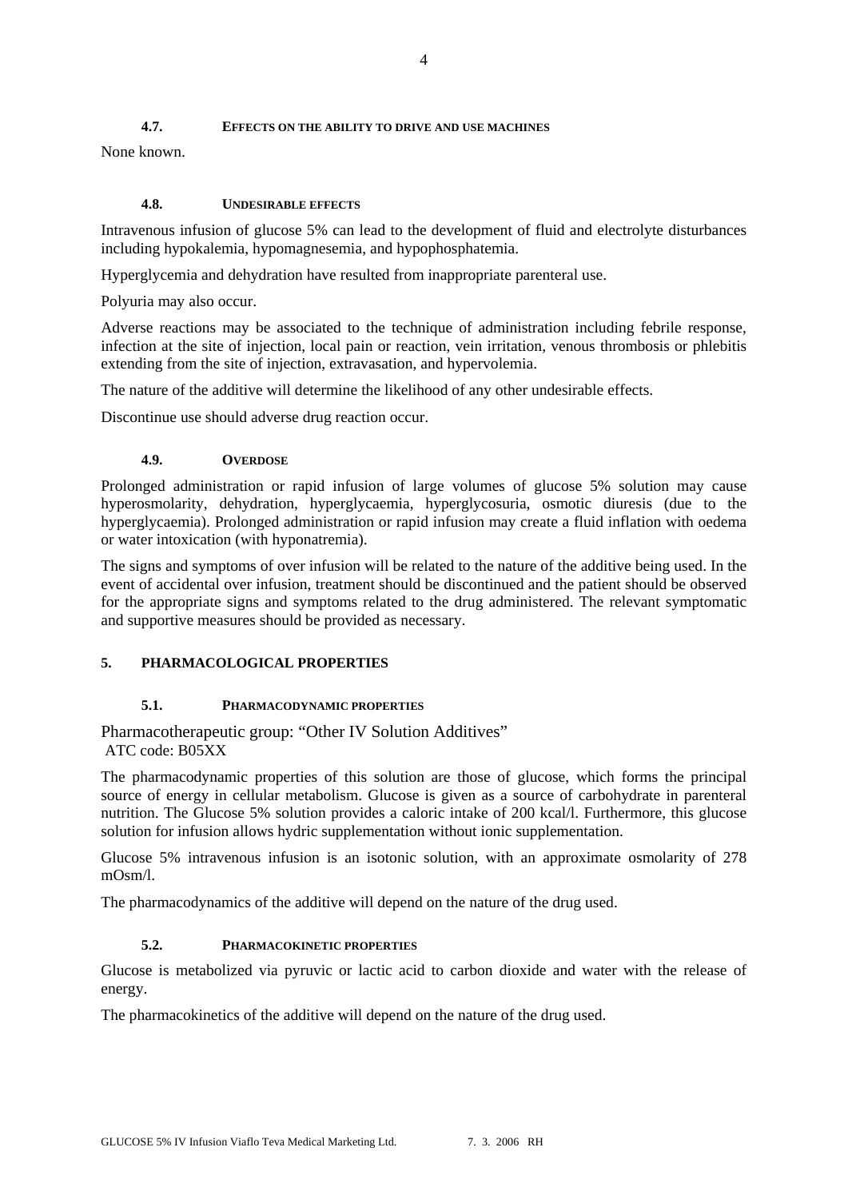### 4.7. EFFECTS ON THE ABILITY TO DRIVE AND USE MACHINES

None known.

### 4.8. UNDESIRABLE EFFECTS

Intravenous infusion of glucose 5% can lead to the development of fluid and electrolyte disturbances including hypokalemia, hypomagnesemia, and hypophosphatemia.

Hyperglycemia and dehydration have resulted from inappropriate parenteral use.

Polyuria may also occur.

Adverse reactions may be associated to the technique of administration including febrile response, infection at the site of injection, local pain or reaction, vein irritation, venous thrombosis or phlebitis extending from the site of injection, extravasation, and hypervolemia.

The nature of the additive will determine the likelihood of any other undesirable effects.

Discontinue use should adverse drug reaction occur.

### 4.9. OVERDOSE

Prolonged administration or rapid infusion of large volumes of glucose 5% solution may cause hyperosmolarity, dehydration, hyperglycaemia, hyperglycosuria, osmotic diuresis (due to the hyperglycaemia). Prolonged administration or rapid infusion may create a fluid inflation with oedema or water intoxication (with hyponatremia).

The signs and symptoms of over infusion will be related to the nature of the additive being used. In the event of accidental over infusion, treatment should be discontinued and the patient should be observed for the appropriate signs and symptoms related to the drug administered. The relevant symptomatic and supportive measures should be provided as necessary.

## 5. PHARMACOLOGICAL PROPERTIES

### 5.1. PHARMACODYNAMIC PROPERTIES

Pharmacotherapeutic group: "Other IV Solution Additives"
ATC code: B05XX

The pharmacodynamic properties of this solution are those of glucose, which forms the principal source of energy in cellular metabolism. Glucose is given as a source of carbohydrate in parenteral nutrition. The Glucose 5% solution provides a caloric intake of 200 kcal/l. Furthermore, this glucose solution for infusion allows hydric supplementation without ionic supplementation.

Glucose 5% intravenous infusion is an isotonic solution, with an approximate osmolarity of 278 mOsm/l.

The pharmacodynamics of the additive will depend on the nature of the drug used.

### 5.2. PHARMACOKINETIC PROPERTIES

Glucose is metabolized via pyruvic or lactic acid to carbon dioxide and water with the release of energy.

The pharmacokinetics of the additive will depend on the nature of the drug used.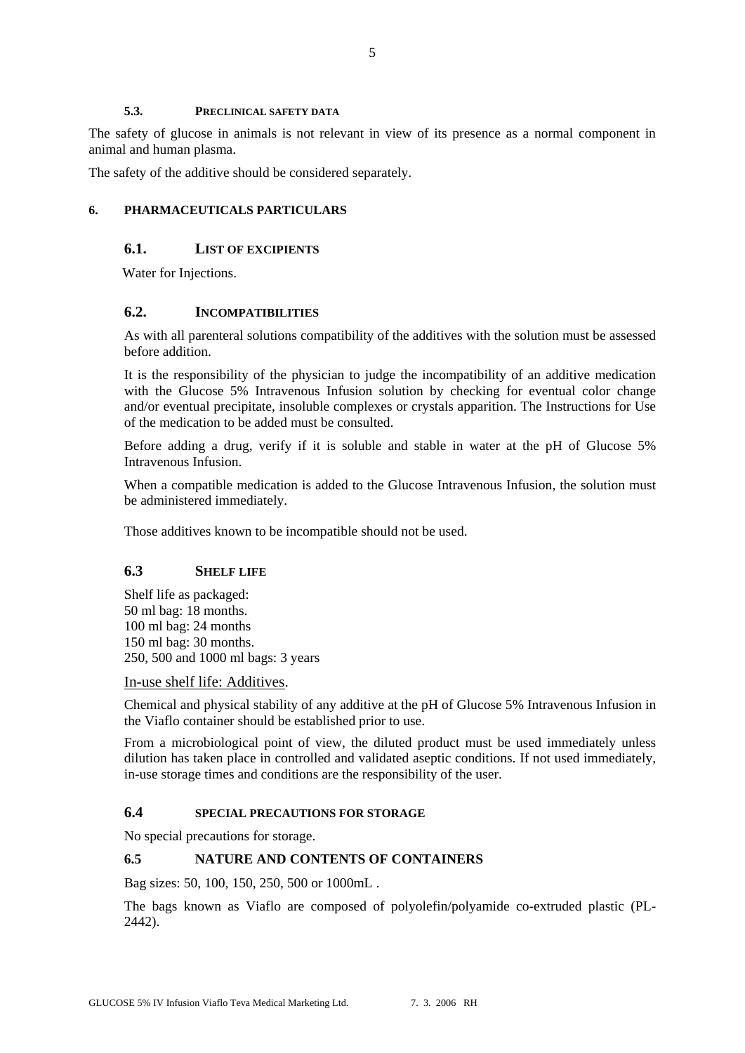### 5.3. PRECLINICAL SAFETY DATA

The safety of glucose in animals is not relevant in view of its presence as a normal component in animal and human plasma.

The safety of the additive should be considered separately.

## 6. PHARMACEUTICALS PARTICULARS

### 6.1. LIST OF EXCIPIENTS

Water for Injections.

### 6.2. INCOMPATIBILITIES

As with all parenteral solutions compatibility of the additives with the solution must be assessed before addition.

It is the responsibility of the physician to judge the incompatibility of an additive medication with the Glucose 5% Intravenous Infusion solution by checking for eventual color change and/or eventual precipitate, insoluble complexes or crystals apparition. The Instructions for Use of the medication to be added must be consulted.

Before adding a drug, verify if it is soluble and stable in water at the pH of Glucose 5% Intravenous Infusion.

When a compatible medication is added to the Glucose Intravenous Infusion, the solution must be administered immediately.

Those additives known to be incompatible should not be used.

### 6.3 SHELF LIFE

Shelf life as packaged:
50 ml bag: 18 months.
100 ml bag: 24 months
150 ml bag: 30 months.
250, 500 and 1000 ml bags: 3 years

In-use shelf life: Additives.

Chemical and physical stability of any additive at the pH of Glucose 5% Intravenous Infusion in the Viaflo container should be established prior to use.

From a microbiological point of view, the diluted product must be used immediately unless dilution has taken place in controlled and validated aseptic conditions. If not used immediately, in-use storage times and conditions are the responsibility of the user.

### 6.4 SPECIAL PRECAUTIONS FOR STORAGE

No special precautions for storage.

### 6.5 NATURE AND CONTENTS OF CONTAINERS

Bag sizes: 50, 100, 150, 250, 500 or 1000mL .

The bags known as Viaflo are composed of polyolefin/polyamide co-extruded plastic (PL-2442).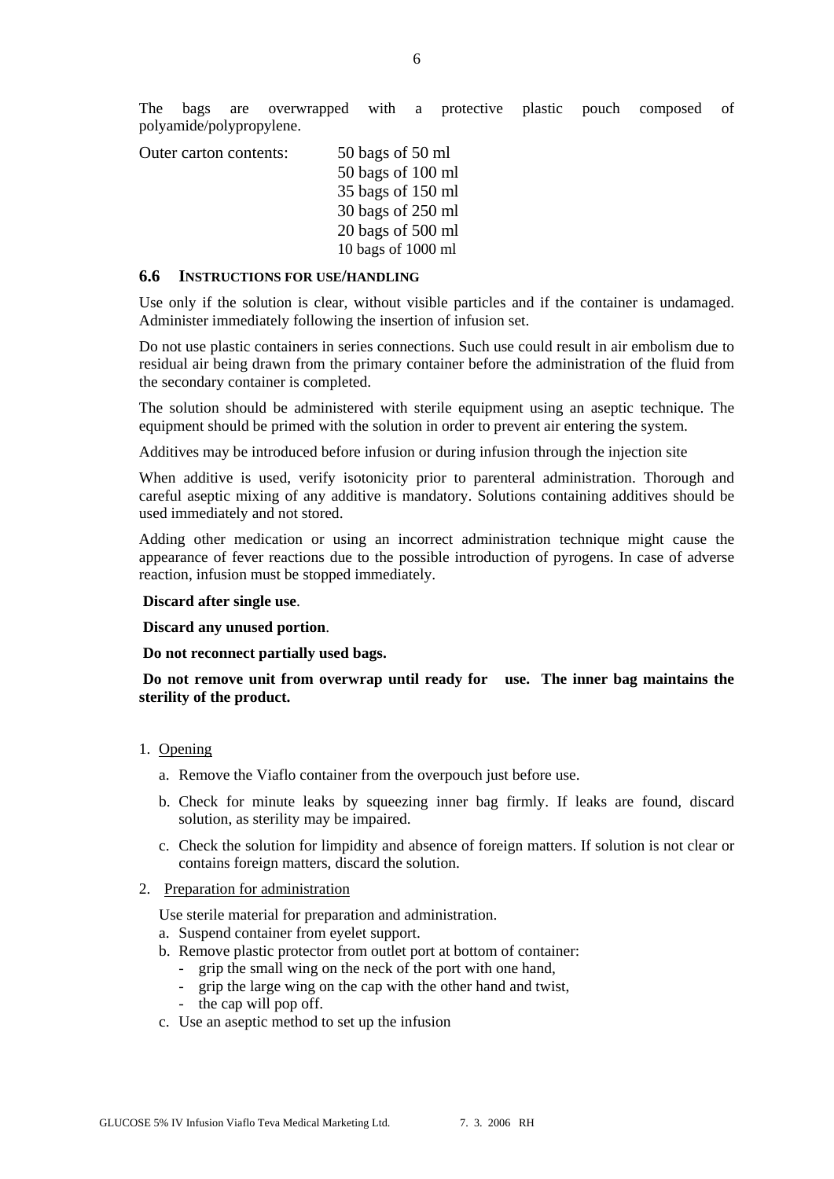The bags are overwrapped with a protective plastic pouch composed of polyamide/polypropylene.

| Outer carton contents: | 50 bags of 50 ml |
|---|---|
| | 50 bags of 100 ml |
| | 35 bags of 150 ml |
| | 30 bags of 250 ml |
| | 20 bags of 500 ml |
| | 10 bags of 1000 ml |

### 6.6 INSTRUCTIONS FOR USE/HANDLING

Use only if the solution is clear, without visible particles and if the container is undamaged. Administer immediately following the insertion of infusion set.

Do not use plastic containers in series connections. Such use could result in air embolism due to residual air being drawn from the primary container before the administration of the fluid from the secondary container is completed.

The solution should be administered with sterile equipment using an aseptic technique. The equipment should be primed with the solution in order to prevent air entering the system.

Additives may be introduced before infusion or during infusion through the injection site

When additive is used, verify isotonicity prior to parenteral administration. Thorough and careful aseptic mixing of any additive is mandatory. Solutions containing additives should be used immediately and not stored.

Adding other medication or using an incorrect administration technique might cause the appearance of fever reactions due to the possible introduction of pyrogens. In case of adverse reaction, infusion must be stopped immediately.

**Discard after single use**.

**Discard any unused portion**.

**Do not reconnect partially used bags.**

**Do not remove unit from overwrap until ready for use. The inner bag maintains the sterility of the product.**

1. Opening
   a. Remove the Viaflo container from the overpouch just before use.
   b. Check for minute leaks by squeezing inner bag firmly. If leaks are found, discard solution, as sterility may be impaired.
   c. Check the solution for limpidity and absence of foreign matters. If solution is not clear or contains foreign matters, discard the solution.

2. Preparation for administration

   Use sterile material for preparation and administration.
   a. Suspend container from eyelet support.
   b. Remove plastic protector from outlet port at bottom of container:
      - grip the small wing on the neck of the port with one hand,
      - grip the large wing on the cap with the other hand and twist,
      - the cap will pop off.
   c. Use an aseptic method to set up the infusion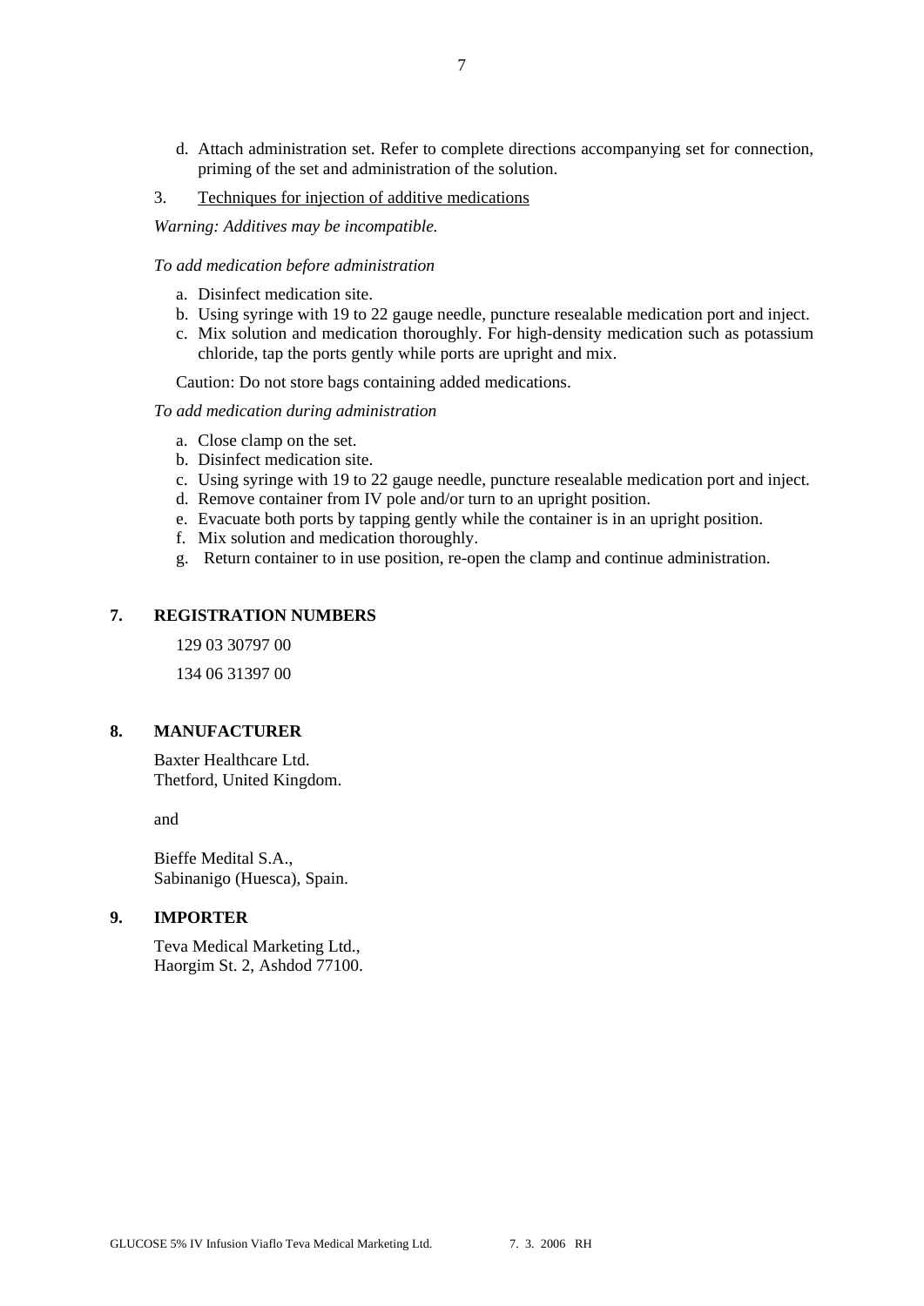d. Attach administration set. Refer to complete directions accompanying set for connection, priming of the set and administration of the solution.

3. Techniques for injection of additive medications

*Warning: Additives may be incompatible.*

*To add medication before administration*

a. Disinfect medication site.
b. Using syringe with 19 to 22 gauge needle, puncture resealable medication port and inject.
c. Mix solution and medication thoroughly. For high-density medication such as potassium chloride, tap the ports gently while ports are upright and mix.

Caution: Do not store bags containing added medications.

*To add medication during administration*

a. Close clamp on the set.
b. Disinfect medication site.
c. Using syringe with 19 to 22 gauge needle, puncture resealable medication port and inject.
d. Remove container from IV pole and/or turn to an upright position.
e. Evacuate both ports by tapping gently while the container is in an upright position.
f. Mix solution and medication thoroughly.
g. Return container to in use position, re-open the clamp and continue administration.

## 7. REGISTRATION NUMBERS

129 03 30797 00

134 06 31397 00

## 8. MANUFACTURER

Baxter Healthcare Ltd.
Thetford, United Kingdom.

and

Bieffe Medital S.A.,
Sabinanigo (Huesca), Spain.

## 9. IMPORTER

Teva Medical Marketing Ltd.,
Haorgim St. 2, Ashdod 77100.